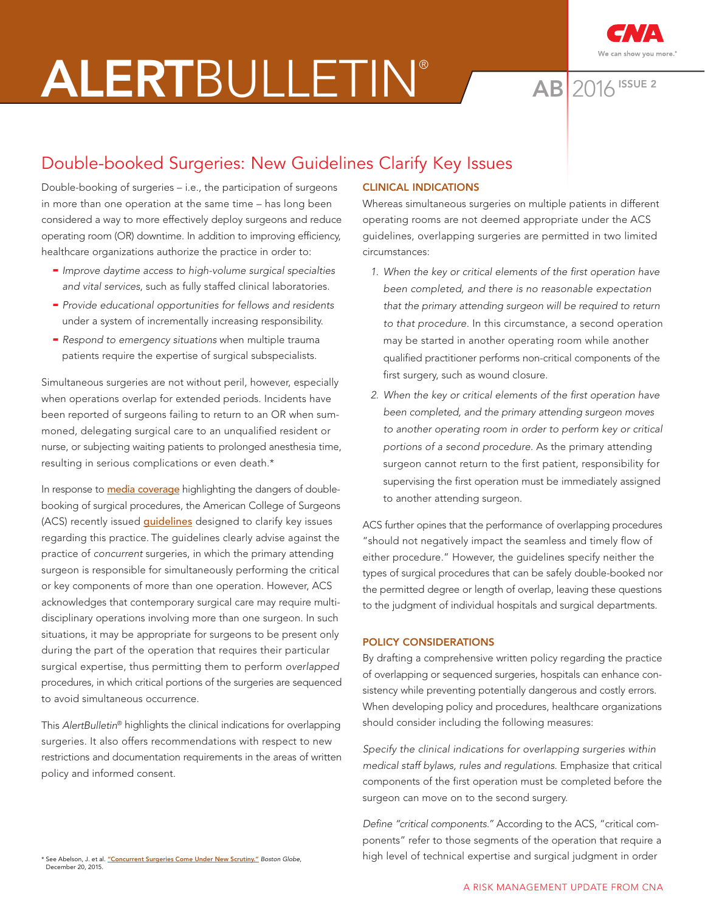# ALERTBULLETIN®

AB 2016 ISSUE 2

## Double-booked Surgeries: New Guidelines Clarify Key Issues

Double-booking of surgeries – i.e., the participation of surgeons in more than one operation at the same time – has long been considered a way to more effectively deploy surgeons and reduce operating room (OR) downtime. In addition to improving efficiency, healthcare organizations authorize the practice in order to:

- *Improve daytime access to high-volume surgical specialties and vital services*, such as fully staffed clinical laboratories.
- *Provide educational opportunities for fellows and residents* under a system of incrementally increasing responsibility.
- *Respond to emergency situations* when multiple trauma patients require the expertise of surgical subspecialists.

Simultaneous surgeries are not without peril, however, especially when operations overlap for extended periods. Incidents have been reported of surgeons failing to return to an OR when summoned, delegating surgical care to an unqualified resident or nurse, or subjecting waiting patients to prolonged anesthesia time, resulting in serious complications or even death.*

In response to media coverage highlighting the dangers of double-booking of surgical procedures, the American College of Surgeons (ACS) recently issued guidelines designed to clarify key issues regarding this practice. The guidelines clearly advise against the practice of *concurrent* surgeries, in which the primary attending surgeon is responsible for simultaneously performing the critical or key components of more than one operation. However, ACS acknowledges that contemporary surgical care may require multi-disciplinary operations involving more than one surgeon. In such situations, it may be appropriate for surgeons to be present only during the part of the operation that requires their particular surgical expertise, thus permitting them to perform *overlapped* procedures, in which critical portions of the surgeries are sequenced to avoid simultaneous occurrence.

This *AlertBulletin®* highlights the clinical indications for overlapping surgeries. It also offers recommendations with respect to new restrictions and documentation requirements in the areas of written policy and informed consent.

\* See Abelson, J. et al. "Concurrent Surgeries Come Under New Scrutiny." *Boston Globe*, December 20, 2015.

### CLINICAL INDICATIONS

Whereas simultaneous surgeries on multiple patients in different operating rooms are not deemed appropriate under the ACS guidelines, overlapping surgeries are permitted in two limited circumstances:

1. *When the key or critical elements of the first operation have been completed, and there is no reasonable expectation that the primary attending surgeon will be required to return to that procedure.* In this circumstance, a second operation may be started in another operating room while another qualified practitioner performs non-critical components of the first surgery, such as wound closure.
2. *When the key or critical elements of the first operation have been completed, and the primary attending surgeon moves to another operating room in order to perform key or critical portions of a second procedure.* As the primary attending surgeon cannot return to the first patient, responsibility for supervising the first operation must be immediately assigned to another attending surgeon.

ACS further opines that the performance of overlapping procedures "should not negatively impact the seamless and timely flow of either procedure." However, the guidelines specify neither the types of surgical procedures that can be safely double-booked nor the permitted degree or length of overlap, leaving these questions to the judgment of individual hospitals and surgical departments.

### POLICY CONSIDERATIONS

By drafting a comprehensive written policy regarding the practice of overlapping or sequenced surgeries, hospitals can enhance consistency while preventing potentially dangerous and costly errors. When developing policy and procedures, healthcare organizations should consider including the following measures:

*Specify the clinical indications for overlapping surgeries within medical staff bylaws, rules and regulations.* Emphasize that critical components of the first operation must be completed before the surgeon can move on to the second surgery.

*Define "critical components."* According to the ACS, "critical components" refer to those segments of the operation that require a high level of technical expertise and surgical judgment in order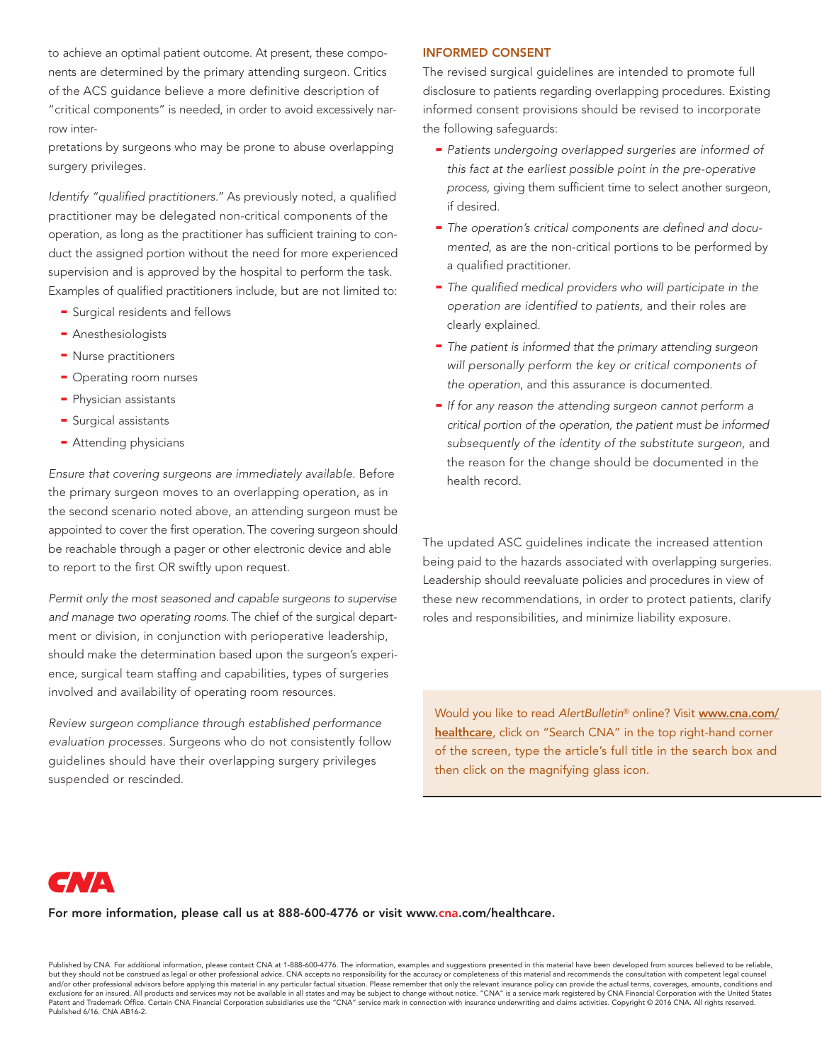to achieve an optimal patient outcome. At present, these components are determined by the primary attending surgeon. Critics of the ACS guidance believe a more definitive description of "critical components" is needed, in order to avoid excessively narrow interpretations by surgeons who may be prone to abuse overlapping surgery privileges.

*Identify "qualified practitioners."* As previously noted, a qualified practitioner may be delegated non-critical components of the operation, as long as the practitioner has sufficient training to conduct the assigned portion without the need for more experienced supervision and is approved by the hospital to perform the task. Examples of qualified practitioners include, but are not limited to:

- Surgical residents and fellows
- Anesthesiologists
- Nurse practitioners
- Operating room nurses
- Physician assistants
- Surgical assistants
- Attending physicians

*Ensure that covering surgeons are immediately available.* Before the primary surgeon moves to an overlapping operation, as in the second scenario noted above, an attending surgeon must be appointed to cover the first operation. The covering surgeon should be reachable through a pager or other electronic device and able to report to the first OR swiftly upon request.

*Permit only the most seasoned and capable surgeons to supervise and manage two operating rooms.* The chief of the surgical department or division, in conjunction with perioperative leadership, should make the determination based upon the surgeon's experience, surgical team staffing and capabilities, types of surgeries involved and availability of operating room resources.

*Review surgeon compliance through established performance evaluation processes.* Surgeons who do not consistently follow guidelines should have their overlapping surgery privileges suspended or rescinded.

## INFORMED CONSENT

The revised surgical guidelines are intended to promote full disclosure to patients regarding overlapping procedures. Existing informed consent provisions should be revised to incorporate the following safeguards:

- *Patients undergoing overlapped surgeries are informed of this fact at the earliest possible point in the pre-operative process*, giving them sufficient time to select another surgeon, if desired.
- *The operation's critical components are defined and documented*, as are the non-critical portions to be performed by a qualified practitioner.
- *The qualified medical providers who will participate in the operation are identified to patients*, and their roles are clearly explained.
- *The patient is informed that the primary attending surgeon will personally perform the key or critical components of the operation*, and this assurance is documented.
- *If for any reason the attending surgeon cannot perform a critical portion of the operation, the patient must be informed subsequently of the identity of the substitute surgeon*, and the reason for the change should be documented in the health record.

The updated ASC guidelines indicate the increased attention being paid to the hazards associated with overlapping surgeries. Leadership should reevaluate policies and procedures in view of these new recommendations, in order to protect patients, clarify roles and responsibilities, and minimize liability exposure.

Would you like to read *AlertBulletin*® online? Visit **www.cna.com/healthcare**, click on "Search CNA" in the top right-hand corner of the screen, type the article's full title in the search box and then click on the magnifying glass icon.

CNA

**For more information, please call us at 888-600-4776 or visit www.cna.com/healthcare.**

Published by CNA. For additional information, please contact CNA at 1-888-600-4776. The information, examples and suggestions presented in this material have been developed from sources believed to be reliable, but they should not be construed as legal or other professional advice. CNA accepts no responsibility for the accuracy or completeness of this material and recommends the consultation with competent legal counsel and/or other professional advisors before applying this material in any particular factual situation. Please remember that only the relevant insurance policy can provide the actual terms, coverages, amounts, conditions and exclusions for an insured. All products and services may not be available in all states and may be subject to change without notice. "CNA" is a service mark registered by CNA Financial Corporation with the United States Patent and Trademark Office. Certain CNA Financial Corporation subsidiaries use the "CNA" service mark in connection with insurance underwriting and claims activities. Copyright © 2016 CNA. All rights reserved. Published 6/16. CNA AB16-2.